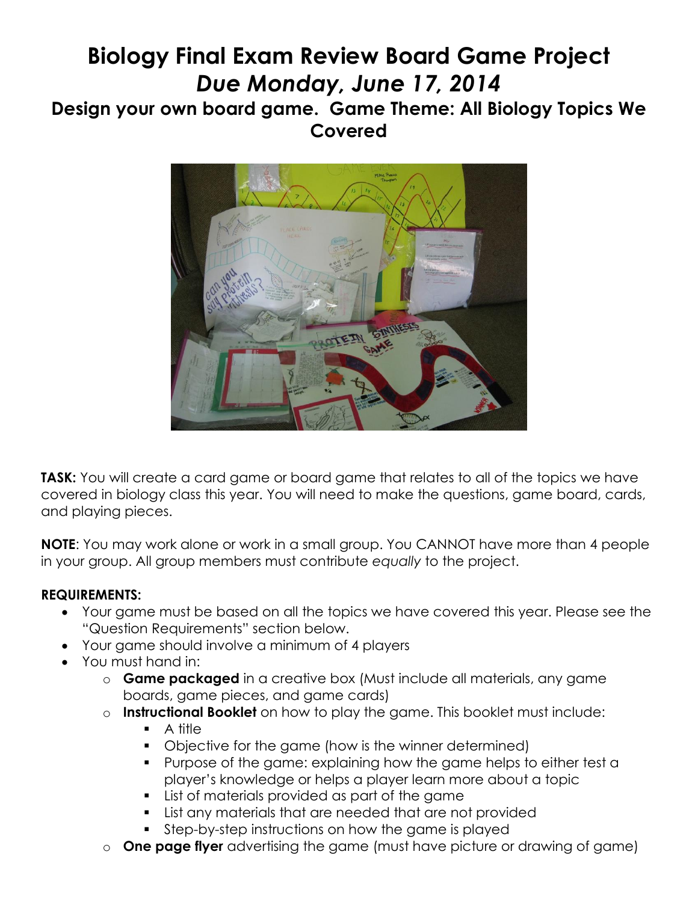# Biology Final Exam Review Board Game Project

## *Due Monday, June 17, 2014*

### Design your own board game. Game Theme: All Biology Topics We Covered

**TASK:** You will create a card game or board game that relates to all of the topics we have covered in biology class this year. You will need to make the questions, game board, cards, and playing pieces.

**NOTE**: You may work alone or work in a small group. You CANNOT have more than 4 people in your group. All group members must contribute *equally* to the project.

**REQUIREMENTS:**

- Your game must be based on all the topics we have covered this year. Please see the "Question Requirements" section below.
- Your game should involve a minimum of 4 players
- You must hand in:
  - **Game packaged** in a creative box (Must include all materials, any game boards, game pieces, and game cards)
  - **Instructional Booklet** on how to play the game. This booklet must include:
    - A title
    - Objective for the game (how is the winner determined)
    - Purpose of the game: explaining how the game helps to either test a player's knowledge or helps a player learn more about a topic
    - List of materials provided as part of the game
    - List any materials that are needed that are not provided
    - Step-by-step instructions on how the game is played
  - **One page flyer** advertising the game (must have picture or drawing of game)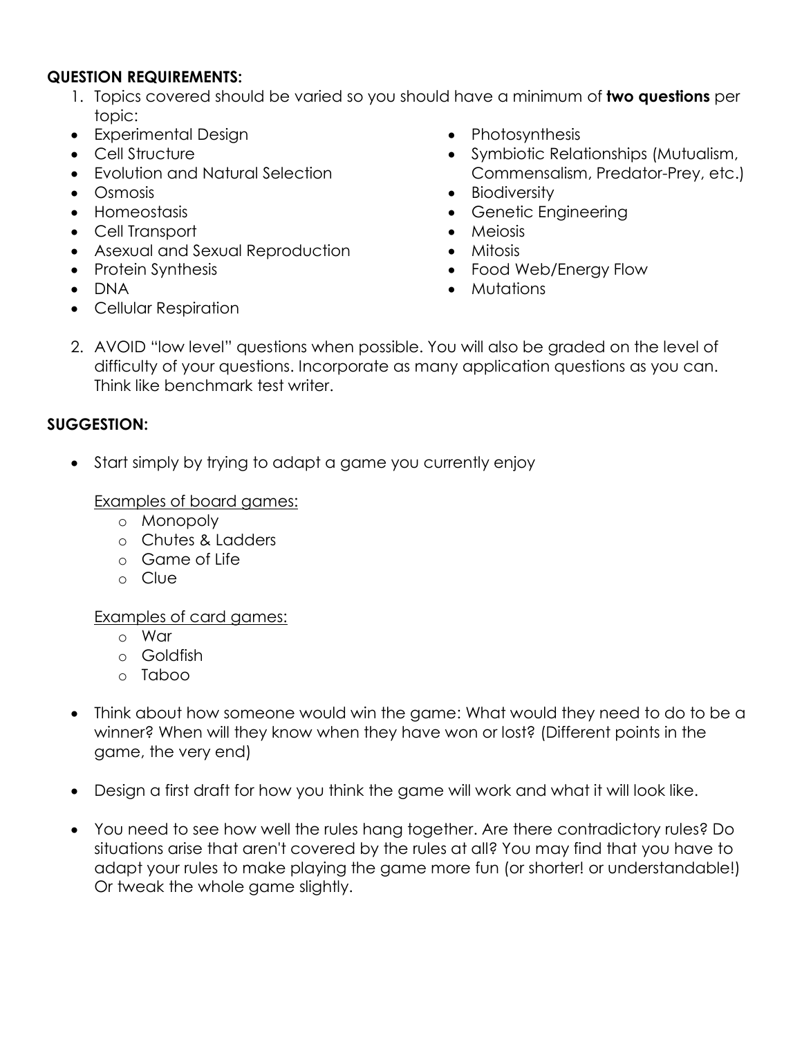**QUESTION REQUIREMENTS:**

1. Topics covered should be varied so you should have a minimum of **two questions** per topic:

- Experimental Design
- Cell Structure
- Evolution and Natural Selection
- Osmosis
- Homeostasis
- Cell Transport
- Asexual and Sexual Reproduction
- Protein Synthesis
- DNA
- Cellular Respiration
- Photosynthesis
- Symbiotic Relationships (Mutualism, Commensalism, Predator-Prey, etc.)
- Biodiversity
- Genetic Engineering
- Meiosis
- Mitosis
- Food Web/Energy Flow
- Mutations

2. AVOID "low level" questions when possible. You will also be graded on the level of difficulty of your questions. Incorporate as many application questions as you can. Think like benchmark test writer.

**SUGGESTION:**

- Start simply by trying to adapt a game you currently enjoy

  Examples of board games:
  - Monopoly
  - Chutes & Ladders
  - Game of Life
  - Clue

  Examples of card games:
  - War
  - Goldfish
  - Taboo

- Think about how someone would win the game: What would they need to do to be a winner? When will they know when they have won or lost? (Different points in the game, the very end)

- Design a first draft for how you think the game will work and what it will look like.

- You need to see how well the rules hang together. Are there contradictory rules? Do situations arise that aren't covered by the rules at all? You may find that you have to adapt your rules to make playing the game more fun (or shorter! or understandable!) Or tweak the whole game slightly.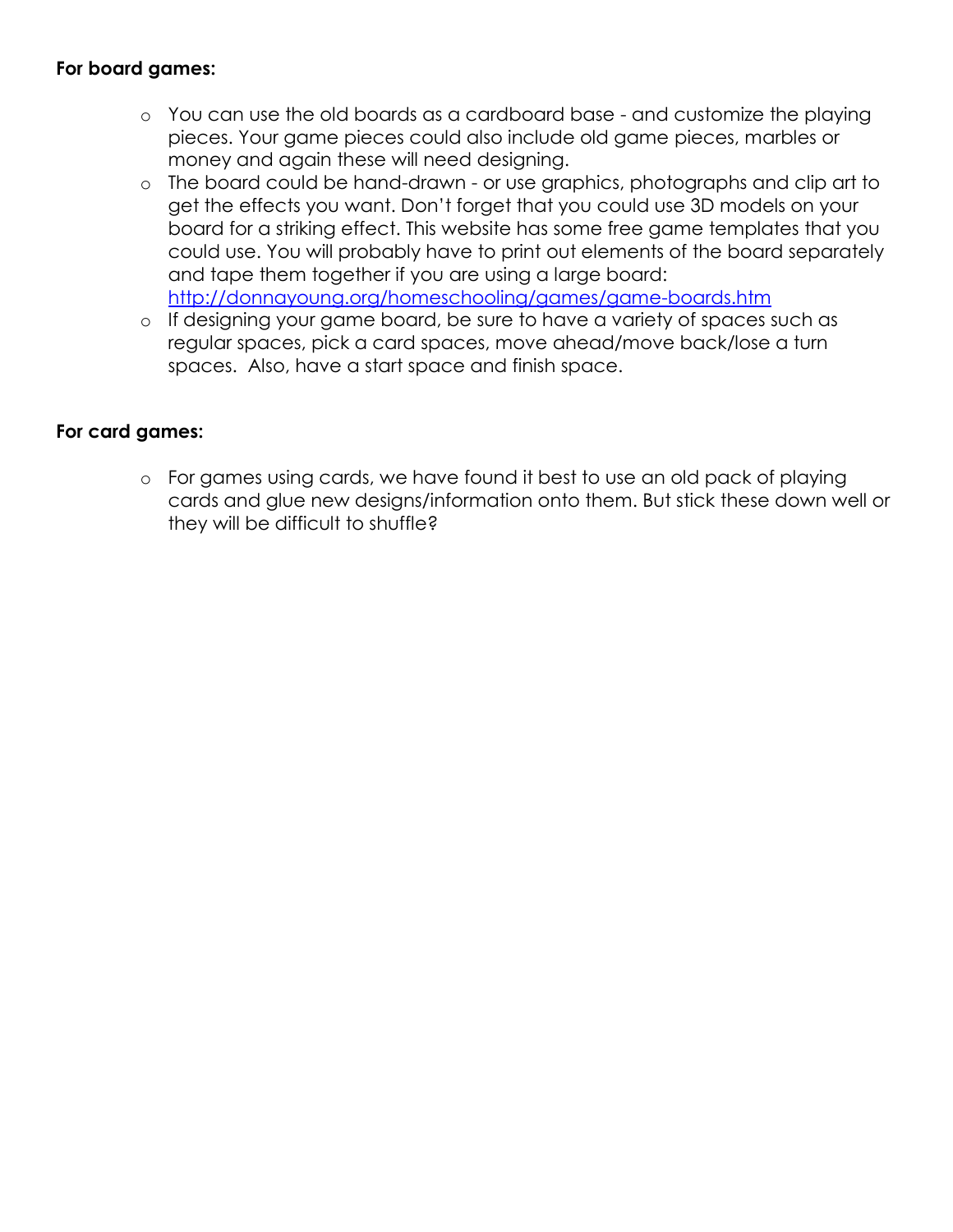**For board games:**

- You can use the old boards as a cardboard base - and customize the playing pieces. Your game pieces could also include old game pieces, marbles or money and again these will need designing.
- The board could be hand-drawn - or use graphics, photographs and clip art to get the effects you want. Don't forget that you could use 3D models on your board for a striking effect. This website has some free game templates that you could use. You will probably have to print out elements of the board separately and tape them together if you are using a large board: [http://donnayoung.org/homeschooling/games/game-boards.htm](http://donnayoung.org/homeschooling/games/game-boards.htm)
- If designing your game board, be sure to have a variety of spaces such as regular spaces, pick a card spaces, move ahead/move back/lose a turn spaces. Also, have a start space and finish space.

**For card games:**

- For games using cards, we have found it best to use an old pack of playing cards and glue new designs/information onto them. But stick these down well or they will be difficult to shuffle?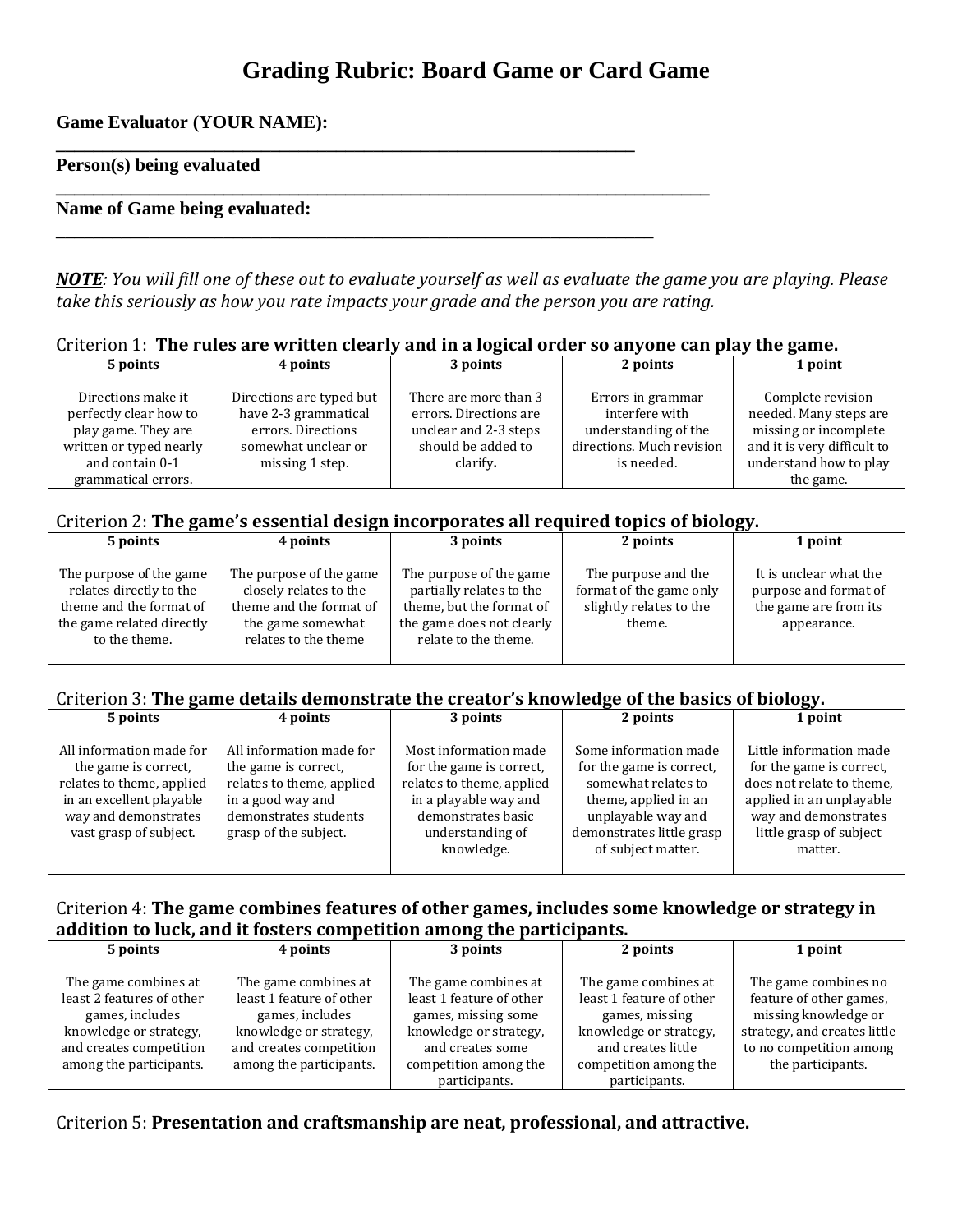# Grading Rubric: Board Game or Card Game

**Game Evaluator (YOUR NAME): ___________________________________________**

**Person(s) being evaluated ___________________________________________**

**Name of Game being evaluated: ___________________________________________**

***NOTE**: You will fill one of these out to evaluate yourself as well as evaluate the game you are playing. Please take this seriously as how you rate impacts your grade and the person you are rating.*

Criterion 1: **The rules are written clearly and in a logical order so anyone can play the game.**

| 5 points | 4 points | 3 points | 2 points | 1 point |
|---|---|---|---|---|
| Directions make it perfectly clear how to play game. They are written or typed nearly and contain 0-1 grammatical errors. | Directions are typed but have 2-3 grammatical errors. Directions somewhat unclear or missing 1 step. | There are more than 3 errors. Directions are unclear and 2-3 steps should be added to clarify**.** | Errors in grammar interfere with understanding of the directions. Much revision is needed. | Complete revision needed. Many steps are missing or incomplete and it is very difficult to understand how to play the game. |

Criterion 2: **The game's essential design incorporates all required topics of biology.**

| 5 points | 4 points | 3 points | 2 points | 1 point |
|---|---|---|---|---|
| The purpose of the game relates directly to the theme and the format of the game related directly to the theme. | The purpose of the game closely relates to the theme and the format of the game somewhat relates to the theme | The purpose of the game partially relates to the theme, but the format of the game does not clearly relate to the theme. | The purpose and the format of the game only slightly relates to the theme. | It is unclear what the purpose and format of the game are from its appearance. |

Criterion 3: **The game details demonstrate the creator's knowledge of the basics of biology.**

| 5 points | 4 points | 3 points | 2 points | 1 point |
|---|---|---|---|---|
| All information made for the game is correct, relates to theme, applied in an excellent playable way and demonstrates vast grasp of subject. | All information made for the game is correct, relates to theme, applied in a good way and demonstrates students grasp of the subject. | Most information made for the game is correct, relates to theme, applied in a playable way and demonstrates basic understanding of knowledge. | Some information made for the game is correct, somewhat relates to theme, applied in an unplayable way and demonstrates little grasp of subject matter. | Little information made for the game is correct, does not relate to theme, applied in an unplayable way and demonstrates little grasp of subject matter. |

Criterion 4: **The game combines features of other games, includes some knowledge or strategy in addition to luck, and it fosters competition among the participants.**

| 5 points | 4 points | 3 points | 2 points | 1 point |
|---|---|---|---|---|
| The game combines at least 2 features of other games, includes knowledge or strategy, and creates competition among the participants. | The game combines at least 1 feature of other games, includes knowledge or strategy, and creates competition among the participants. | The game combines at least 1 feature of other games, missing some knowledge or strategy, and creates some competition among the participants. | The game combines at least 1 feature of other games, missing knowledge or strategy, and creates little competition among the participants. | The game combines no feature of other games, missing knowledge or strategy, and creates little to no competition among the participants. |

Criterion 5: **Presentation and craftsmanship are neat, professional, and attractive.**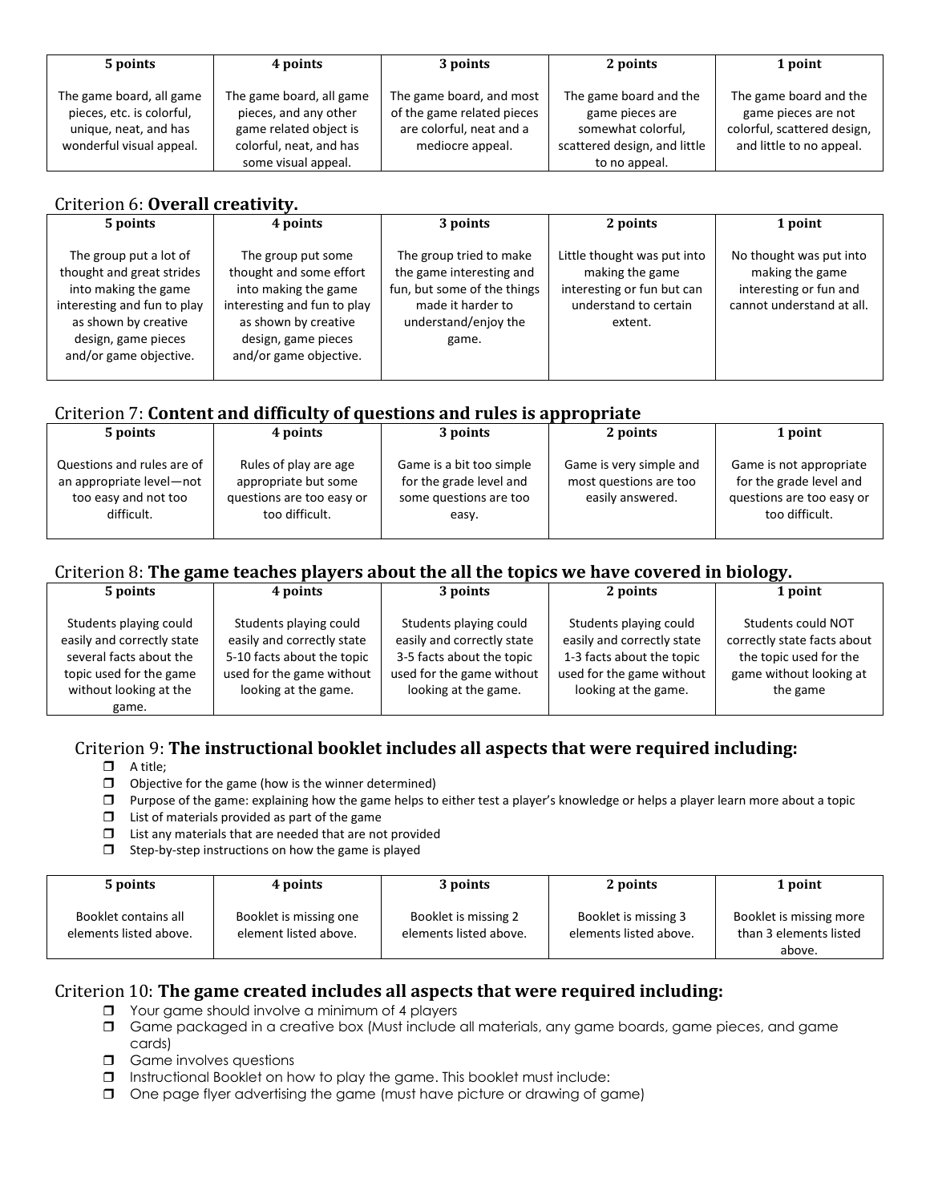| 5 points | 4 points | 3 points | 2 points | 1 point |
|---|---|---|---|---|
| The game board, all game pieces, etc. is colorful, unique, neat, and has wonderful visual appeal. | The game board, all game pieces, and any other game related object is colorful, neat, and has some visual appeal. | The game board, and most of the game related pieces are colorful, neat and a mediocre appeal. | The game board and the game pieces are somewhat colorful, scattered design, and little to no appeal. | The game board and the game pieces are not colorful, scattered design, and little to no appeal. |

## Criterion 6: **Overall creativity.**

| 5 points | 4 points | 3 points | 2 points | 1 point |
|---|---|---|---|---|
| The group put a lot of thought and great strides into making the game interesting and fun to play as shown by creative design, game pieces and/or game objective. | The group put some thought and some effort into making the game interesting and fun to play as shown by creative design, game pieces and/or game objective. | The group tried to make the game interesting and fun, but some of the things made it harder to understand/enjoy the game. | Little thought was put into making the game interesting or fun but can understand to certain extent. | No thought was put into making the game interesting or fun and cannot understand at all. |

## Criterion 7: **Content and difficulty of questions and rules is appropriate**

| 5 points | 4 points | 3 points | 2 points | 1 point |
|---|---|---|---|---|
| Questions and rules are of an appropriate level—not too easy and not too difficult. | Rules of play are age appropriate but some questions are too easy or too difficult. | Game is a bit too simple for the grade level and some questions are too easy. | Game is very simple and most questions are too easily answered. | Game is not appropriate for the grade level and questions are too easy or too difficult. |

## Criterion 8: **The game teaches players about the all the topics we have covered in biology.**

| 5 points | 4 points | 3 points | 2 points | 1 point |
|---|---|---|---|---|
| Students playing could easily and correctly state several facts about the topic used for the game without looking at the game. | Students playing could easily and correctly state 5-10 facts about the topic used for the game without looking at the game. | Students playing could easily and correctly state 3-5 facts about the topic used for the game without looking at the game. | Students playing could easily and correctly state 1-3 facts about the topic used for the game without looking at the game. | Students could NOT correctly state facts about the topic used for the game without looking at the game |

## Criterion 9: **The instructional booklet includes all aspects that were required including:**

- ❒ A title;
- ❒ Objective for the game (how is the winner determined)
- ❒ Purpose of the game: explaining how the game helps to either test a player's knowledge or helps a player learn more about a topic
- ❒ List of materials provided as part of the game
- ❒ List any materials that are needed that are not provided
- ❒ Step-by-step instructions on how the game is played

| 5 points | 4 points | 3 points | 2 points | 1 point |
|---|---|---|---|---|
| Booklet contains all elements listed above. | Booklet is missing one element listed above. | Booklet is missing 2 elements listed above. | Booklet is missing 3 elements listed above. | Booklet is missing more than 3 elements listed above. |

## Criterion 10: **The game created includes all aspects that were required including:**

- ❒ Your game should involve a minimum of 4 players
- ❒ Game packaged in a creative box (Must include all materials, any game boards, game pieces, and game cards)
- ❒ Game involves questions
- ❒ Instructional Booklet on how to play the game. This booklet must include:
- ❒ One page flyer advertising the game (must have picture or drawing of game)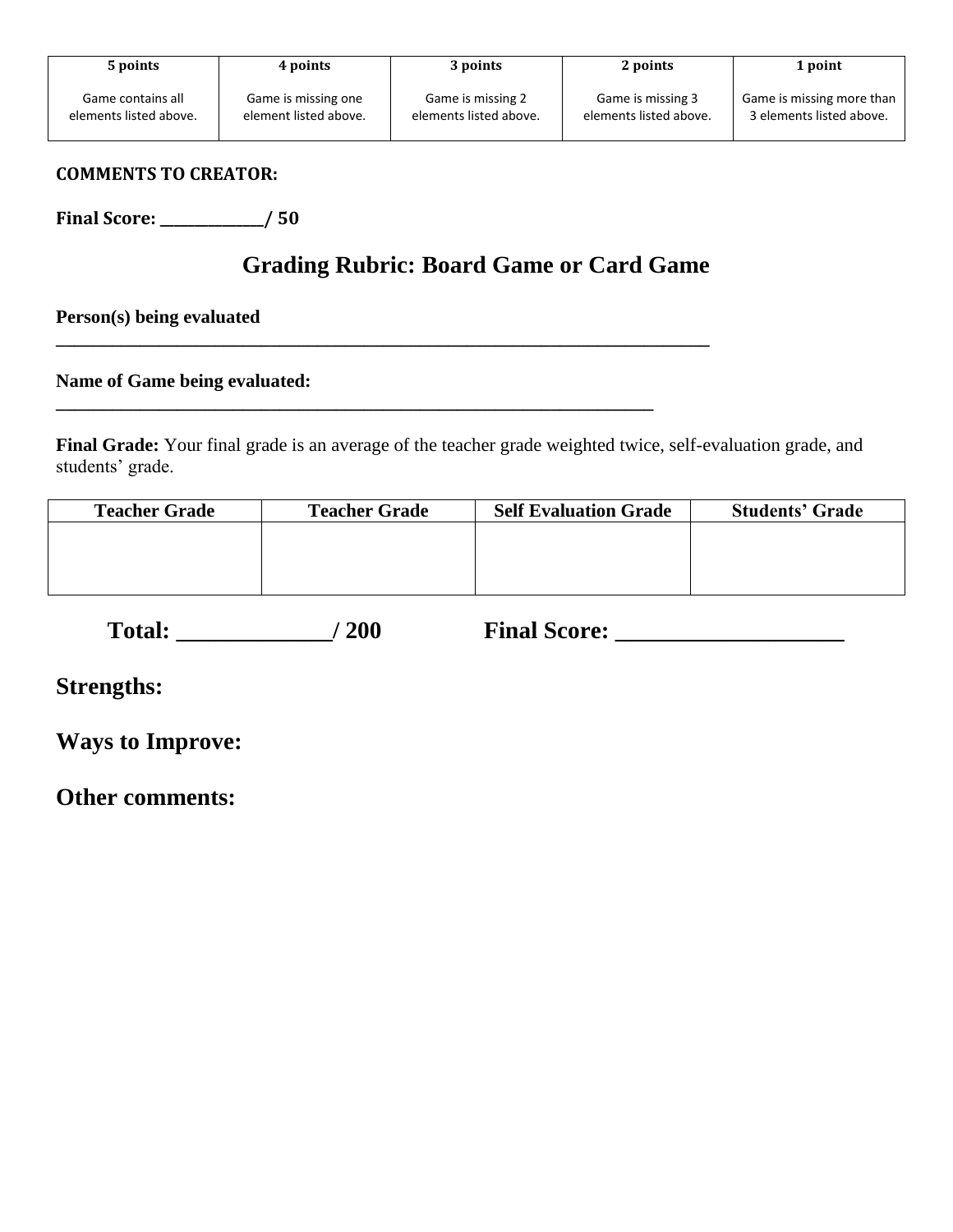| 5 points | 4 points | 3 points | 2 points | 1 point |
|---|---|---|---|---|
| Game contains all elements listed above. | Game is missing one element listed above. | Game is missing 2 elements listed above. | Game is missing 3 elements listed above. | Game is missing more than 3 elements listed above. |

**COMMENTS TO CREATOR:**

**Final Score: ____________/ 50**

## Grading Rubric: Board Game or Card Game

**Person(s) being evaluated ___________________________________________________________________________**

**Name of Game being evaluated: _____________________________________________________________________**

**Final Grade:** Your final grade is an average of the teacher grade weighted twice, self-evaluation grade, and students' grade.

| Teacher Grade | Teacher Grade | Self Evaluation Grade | Students' Grade |
|---|---|---|---|
| | | | |

**Total: _____________/ 200** **Final Score: ___________________**

### Strengths:

### Ways to Improve:

### Other comments: